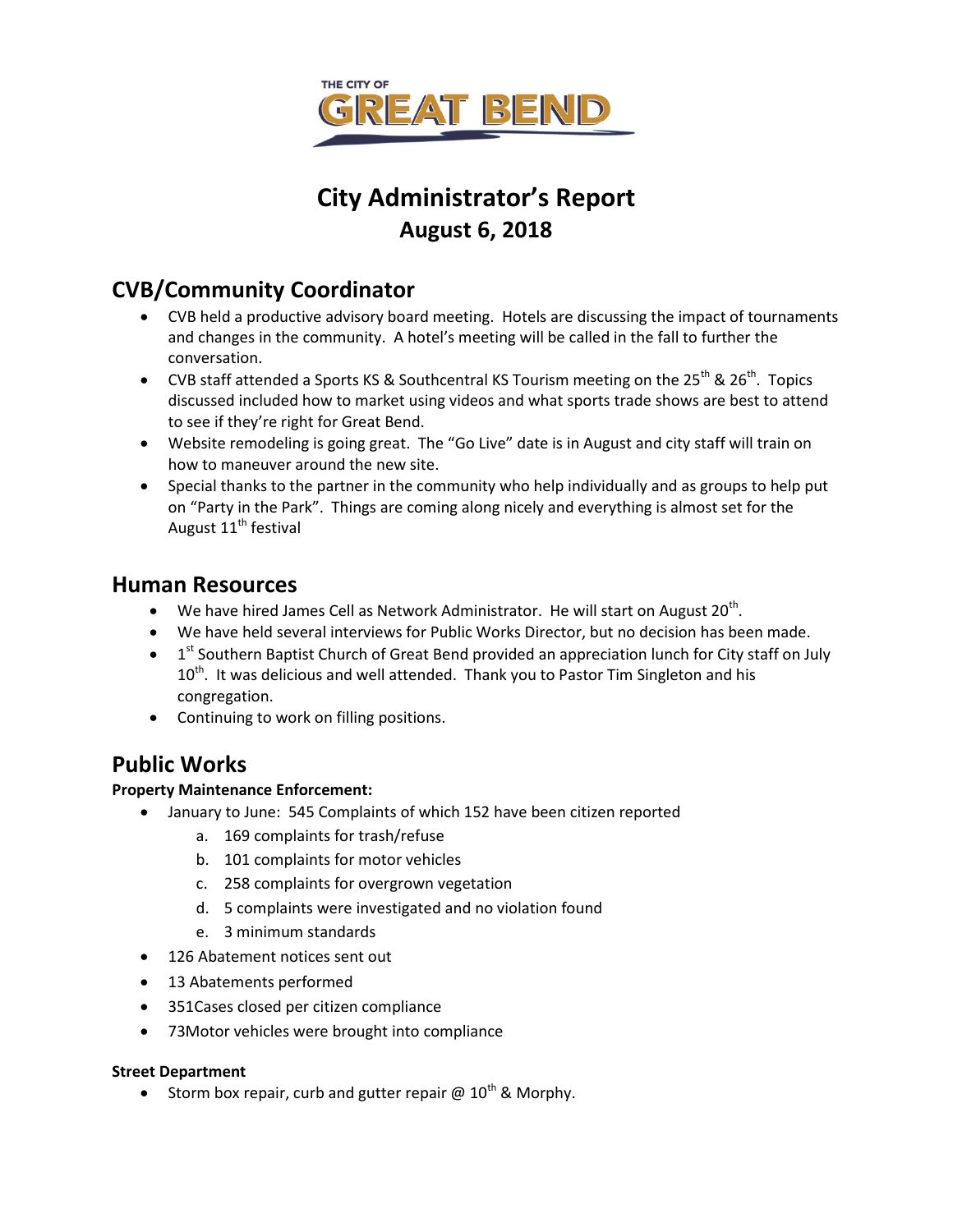THE CITY OF GREAT BEND

# City Administrator's Report
## August 6, 2018

## CVB/Community Coordinator

- CVB held a productive advisory board meeting. Hotels are discussing the impact of tournaments and changes in the community. A hotel's meeting will be called in the fall to further the conversation.
- CVB staff attended a Sports KS & Southcentral KS Tourism meeting on the 25th & 26th. Topics discussed included how to market using videos and what sports trade shows are best to attend to see if they're right for Great Bend.
- Website remodeling is going great. The "Go Live" date is in August and city staff will train on how to maneuver around the new site.
- Special thanks to the partner in the community who help individually and as groups to help put on "Party in the Park". Things are coming along nicely and everything is almost set for the August 11th festival

## Human Resources

- We have hired James Cell as Network Administrator. He will start on August 20th.
- We have held several interviews for Public Works Director, but no decision has been made.
- 1st Southern Baptist Church of Great Bend provided an appreciation lunch for City staff on July 10th. It was delicious and well attended. Thank you to Pastor Tim Singleton and his congregation.
- Continuing to work on filling positions.

## Public Works

**Property Maintenance Enforcement:**

- January to June: 545 Complaints of which 152 have been citizen reported
  a. 169 complaints for trash/refuse
  b. 101 complaints for motor vehicles
  c. 258 complaints for overgrown vegetation
  d. 5 complaints were investigated and no violation found
  e. 3 minimum standards
- 126 Abatement notices sent out
- 13 Abatements performed
- 351Cases closed per citizen compliance
- 73Motor vehicles were brought into compliance

**Street Department**

- Storm box repair, curb and gutter repair @ 10th & Morphy.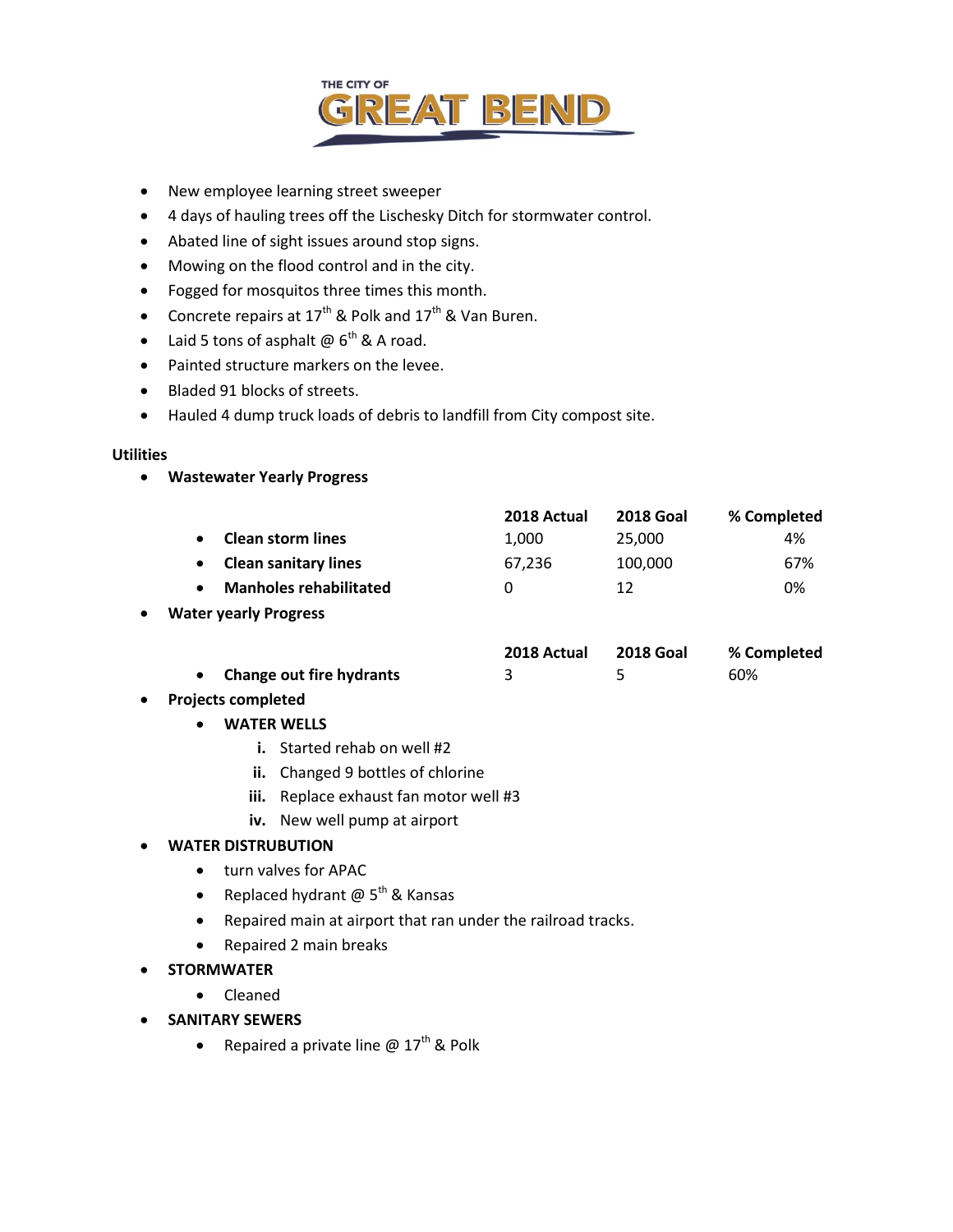- New employee learning street sweeper
- 4 days of hauling trees off the Lischesky Ditch for stormwater control.
- Abated line of sight issues around stop signs.
- Mowing on the flood control and in the city.
- Fogged for mosquitos three times this month.
- Concrete repairs at 17th & Polk and 17th & Van Buren.
- Laid 5 tons of asphalt @ 6th & A road.
- Painted structure markers on the levee.
- Bladed 91 blocks of streets.
- Hauled 4 dump truck loads of debris to landfill from City compost site.

**Utilities**

- **Wastewater Yearly Progress**

| | 2018 Actual | 2018 Goal | % Completed |
|---|---|---|---|
| **Clean storm lines** | 1,000 | 25,000 | 4% |
| **Clean sanitary lines** | 67,236 | 100,000 | 67% |
| **Manholes rehabilitated** | 0 | 12 | 0% |

- **Water yearly Progress**

| | 2018 Actual | 2018 Goal | % Completed |
|---|---|---|---|
| **Change out fire hydrants** | 3 | 5 | 60% |

- **Projects completed**
  - **WATER WELLS**
    - i. Started rehab on well #2
    - ii. Changed 9 bottles of chlorine
    - iii. Replace exhaust fan motor well #3
    - iv. New well pump at airport
- **WATER DISTRUBUTION**
  - turn valves for APAC
  - Replaced hydrant @ 5th & Kansas
  - Repaired main at airport that ran under the railroad tracks.
  - Repaired 2 main breaks
- **STORMWATER**
  - Cleaned
- **SANITARY SEWERS**
  - Repaired a private line @ 17th & Polk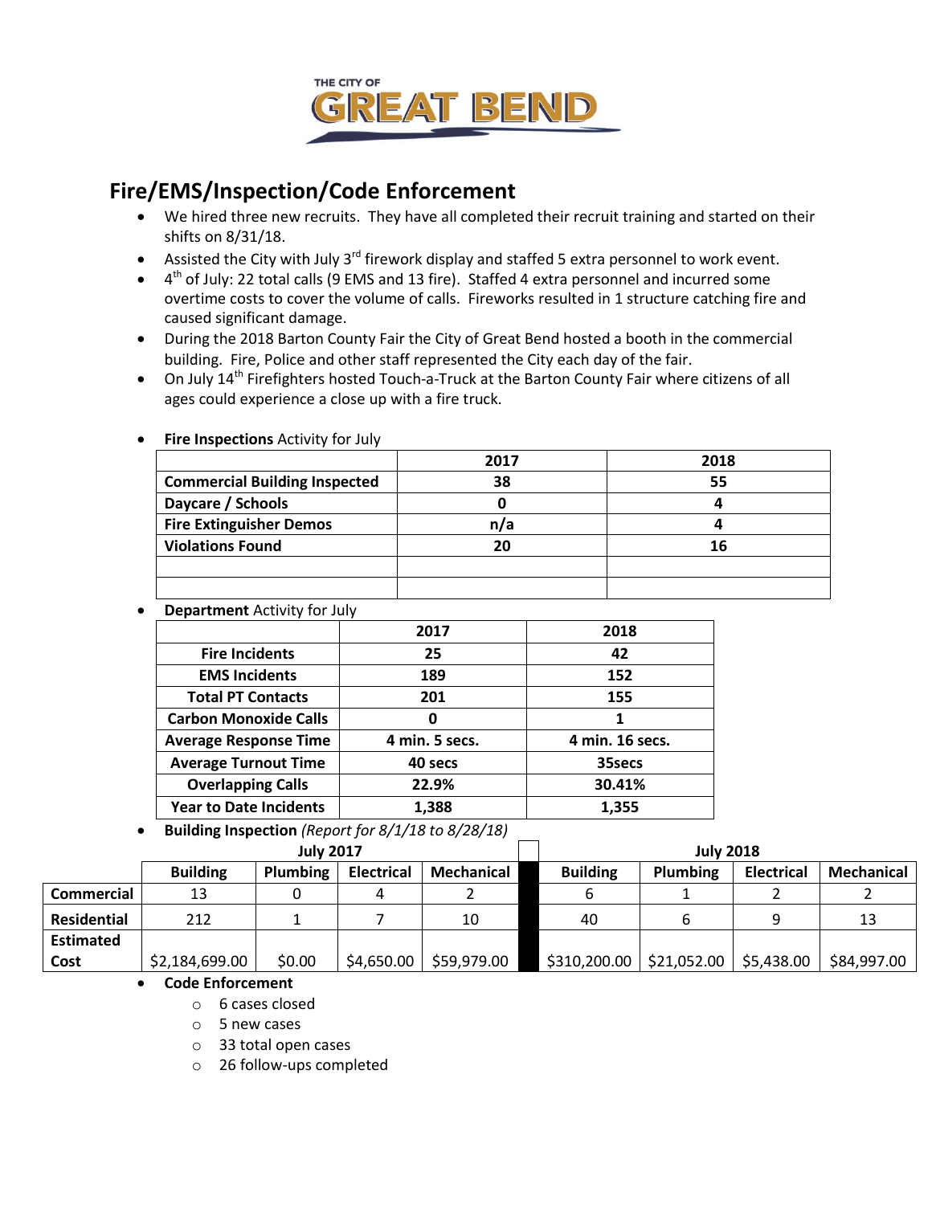THE CITY OF GREAT BEND

## Fire/EMS/Inspection/Code Enforcement

- We hired three new recruits. They have all completed their recruit training and started on their shifts on 8/31/18.
- Assisted the City with July 3rd firework display and staffed 5 extra personnel to work event.
- 4th of July: 22 total calls (9 EMS and 13 fire). Staffed 4 extra personnel and incurred some overtime costs to cover the volume of calls. Fireworks resulted in 1 structure catching fire and caused significant damage.
- During the 2018 Barton County Fair the City of Great Bend hosted a booth in the commercial building. Fire, Police and other staff represented the City each day of the fair.
- On July 14th Firefighters hosted Touch-a-Truck at the Barton County Fair where citizens of all ages could experience a close up with a fire truck.

- **Fire Inspections** Activity for July

| | 2017 | 2018 |
|---|---|---|
| **Commercial Building Inspected** | 38 | 55 |
| **Daycare / Schools** | 0 | 4 |
| **Fire Extinguisher Demos** | n/a | 4 |
| **Violations Found** | 20 | 16 |
| | | |
| | | |

- **Department** Activity for July

| | 2017 | 2018 |
|---|---|---|
| **Fire Incidents** | 25 | 42 |
| **EMS Incidents** | 189 | 152 |
| **Total PT Contacts** | 201 | 155 |
| **Carbon Monoxide Calls** | 0 | 1 |
| **Average Response Time** | 4 min. 5 secs. | 4 min. 16 secs. |
| **Average Turnout Time** | 40 secs | 35secs |
| **Overlapping Calls** | 22.9% | 30.41% |
| **Year to Date Incidents** | 1,388 | 1,355 |

- **Building Inspection** *(Report for 8/1/18 to 8/28/18)*

| | July 2017 | | | | | July 2018 | | | |
|---|---|---|---|---|---|---|---|---|---|
| | **Building** | **Plumbing** | **Electrical** | **Mechanical** | | **Building** | **Plumbing** | **Electrical** | **Mechanical** |
| **Commercial** | 13 | 0 | 4 | 2 | | 6 | 1 | 2 | 2 |
| **Residential** | 212 | 1 | 7 | 10 | | 40 | 6 | 9 | 13 |
| **Estimated Cost** | $2,184,699.00 | $0.00 | $4,650.00 | $59,979.00 | | $310,200.00 | $21,052.00 | $5,438.00 | $84,997.00 |

- **Code Enforcement**
  - 6 cases closed
  - 5 new cases
  - 33 total open cases
  - 26 follow-ups completed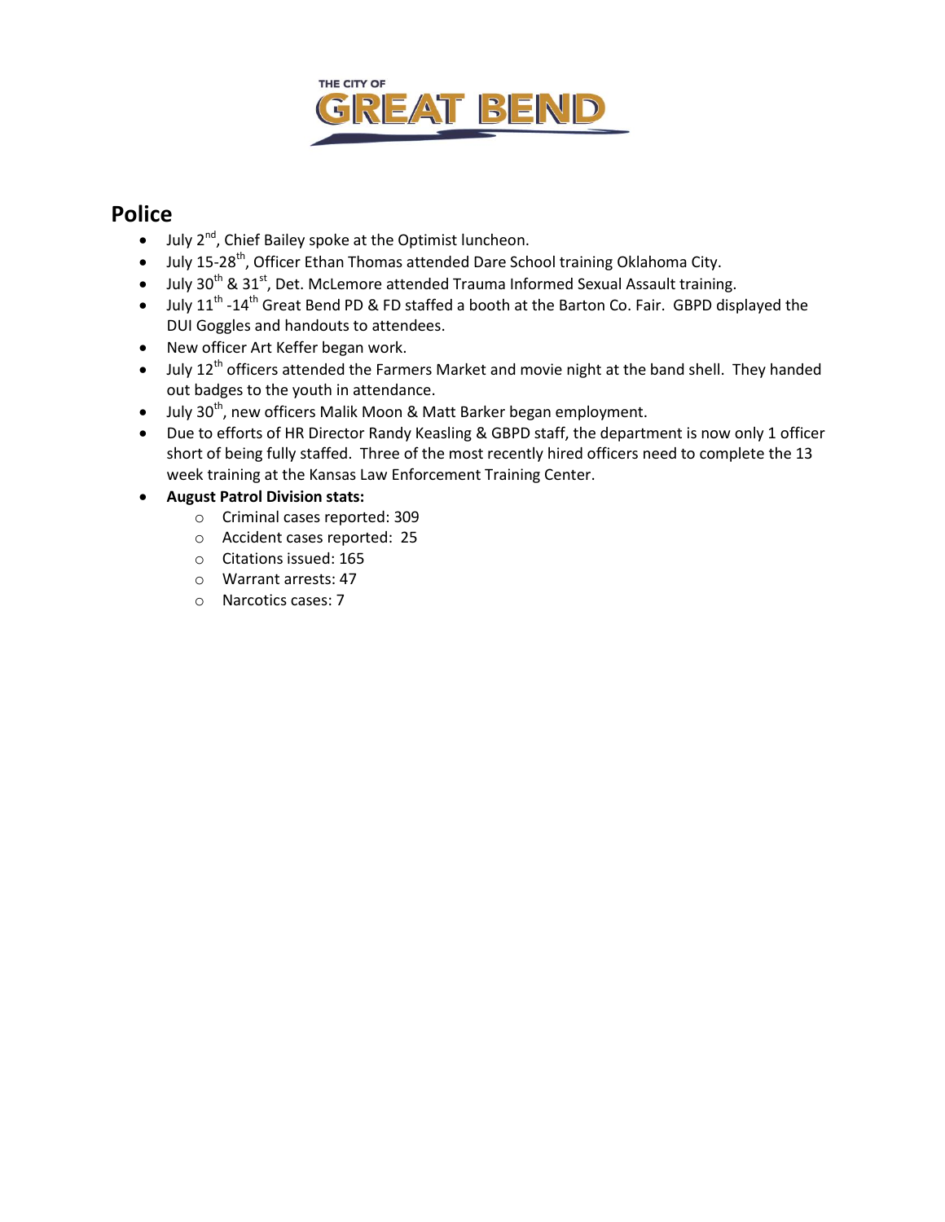THE CITY OF GREAT BEND

## Police

- July 2nd, Chief Bailey spoke at the Optimist luncheon.
- July 15-28th, Officer Ethan Thomas attended Dare School training Oklahoma City.
- July 30th & 31st, Det. McLemore attended Trauma Informed Sexual Assault training.
- July 11th -14th Great Bend PD & FD staffed a booth at the Barton Co. Fair. GBPD displayed the DUI Goggles and handouts to attendees.
- New officer Art Keffer began work.
- July 12th officers attended the Farmers Market and movie night at the band shell. They handed out badges to the youth in attendance.
- July 30th, new officers Malik Moon & Matt Barker began employment.
- Due to efforts of HR Director Randy Keasling & GBPD staff, the department is now only 1 officer short of being fully staffed. Three of the most recently hired officers need to complete the 13 week training at the Kansas Law Enforcement Training Center.
- **August Patrol Division stats:**
  - Criminal cases reported: 309
  - Accident cases reported: 25
  - Citations issued: 165
  - Warrant arrests: 47
  - Narcotics cases: 7